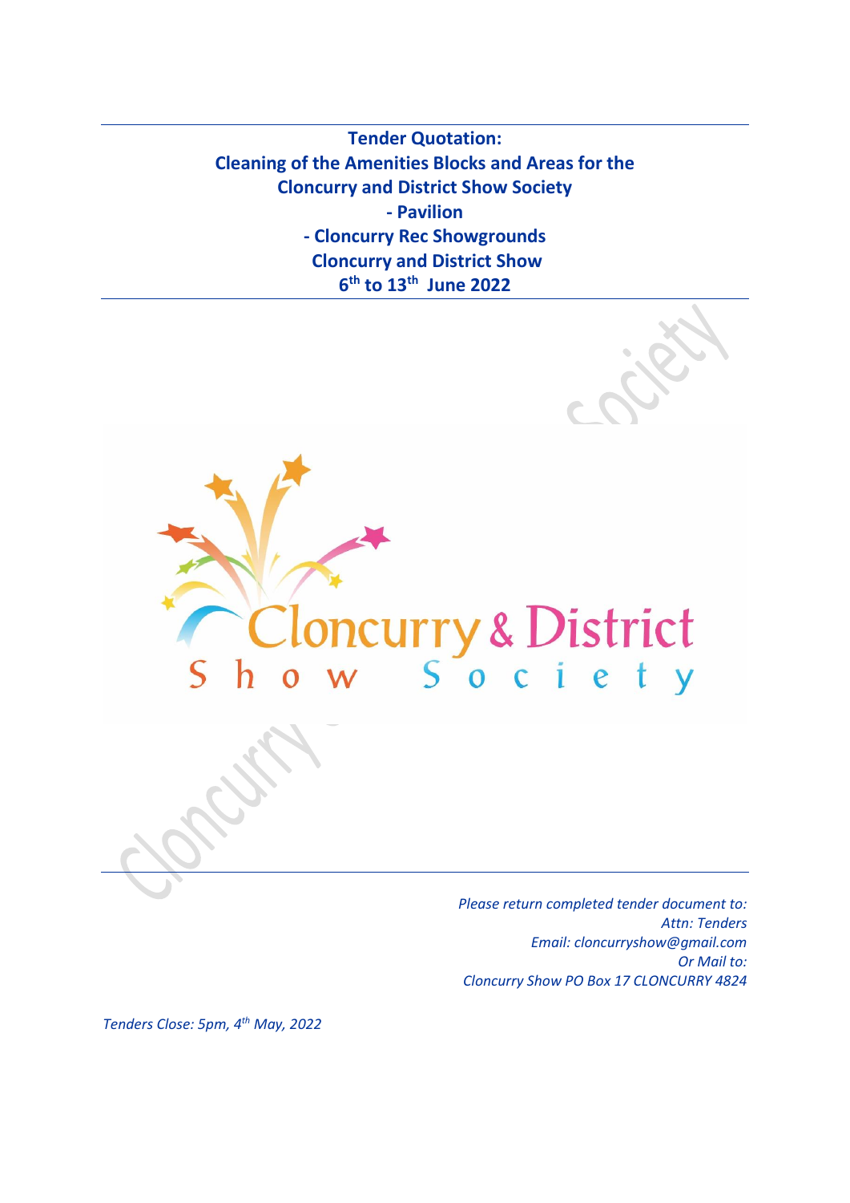# Tender Quotation: Cleaning of the Amenities Blocks and Areas for the Cloncurry and District Show Society

**- Pavilion**

**- Cloncurry Rec Showgrounds**

**Cloncurry and District Show**

**6th to 13th June 2022**

*Please return completed tender document to:*
*Attn: Tenders*
*Email: cloncurryshow@gmail.com*
*Or Mail to:*
*Cloncurry Show PO Box 17 CLONCURRY 4824*

*Tenders Close: 5pm, 4th May, 2022*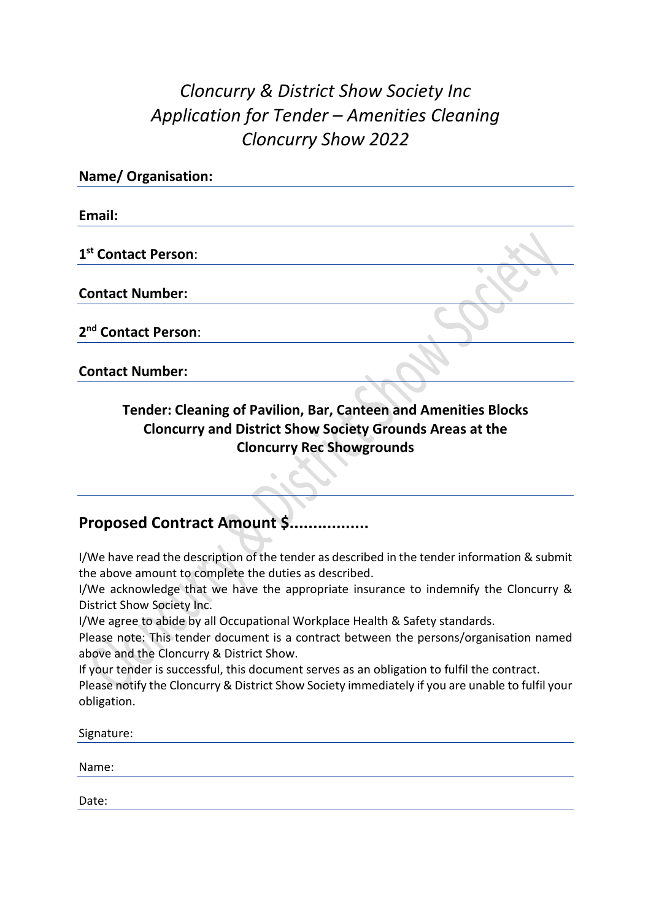# *Cloncurry & District Show Society Inc*
# *Application for Tender – Amenities Cleaning*
# *Cloncurry Show 2022*

**Name/ Organisation:**

**Email:**

**1st Contact Person**:

**Contact Number:**

**2nd Contact Person**:

**Contact Number:**

**Tender: Cleaning of Pavilion, Bar, Canteen and Amenities Blocks Cloncurry and District Show Society Grounds Areas at the Cloncurry Rec Showgrounds**

## Proposed Contract Amount $.................

I/We have read the description of the tender as described in the tender information & submit the above amount to complete the duties as described.

I/We acknowledge that we have the appropriate insurance to indemnify the Cloncurry & District Show Society Inc.

I/We agree to abide by all Occupational Workplace Health & Safety standards.

Please note: This tender document is a contract between the persons/organisation named above and the Cloncurry & District Show.

If your tender is successful, this document serves as an obligation to fulfil the contract.

Please notify the Cloncurry & District Show Society immediately if you are unable to fulfil your obligation.

Signature:

Name:

Date: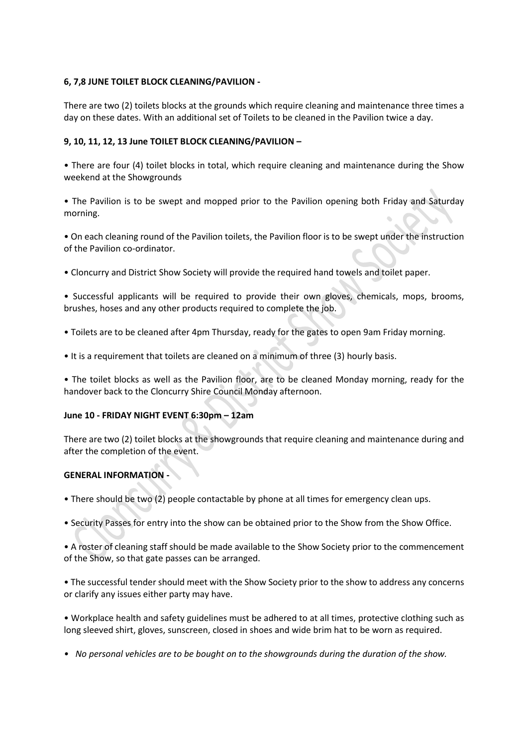**6, 7,8 JUNE TOILET BLOCK CLEANING/PAVILION -**

There are two (2) toilets blocks at the grounds which require cleaning and maintenance three times a day on these dates. With an additional set of Toilets to be cleaned in the Pavilion twice a day.

**9, 10, 11, 12, 13 June TOILET BLOCK CLEANING/PAVILION –**

- There are four (4) toilet blocks in total, which require cleaning and maintenance during the Show weekend at the Showgrounds
- The Pavilion is to be swept and mopped prior to the Pavilion opening both Friday and Saturday morning.
- On each cleaning round of the Pavilion toilets, the Pavilion floor is to be swept under the instruction of the Pavilion co-ordinator.
- Cloncurry and District Show Society will provide the required hand towels and toilet paper.
- Successful applicants will be required to provide their own gloves, chemicals, mops, brooms, brushes, hoses and any other products required to complete the job.
- Toilets are to be cleaned after 4pm Thursday, ready for the gates to open 9am Friday morning.
- It is a requirement that toilets are cleaned on a minimum of three (3) hourly basis.
- The toilet blocks as well as the Pavilion floor, are to be cleaned Monday morning, ready for the handover back to the Cloncurry Shire Council Monday afternoon.

**June 10 - FRIDAY NIGHT EVENT 6:30pm – 12am**

There are two (2) toilet blocks at the showgrounds that require cleaning and maintenance during and after the completion of the event.

**GENERAL INFORMATION -**

- There should be two (2) people contactable by phone at all times for emergency clean ups.
- Security Passes for entry into the show can be obtained prior to the Show from the Show Office.
- A roster of cleaning staff should be made available to the Show Society prior to the commencement of the Show, so that gate passes can be arranged.
- The successful tender should meet with the Show Society prior to the show to address any concerns or clarify any issues either party may have.
- Workplace health and safety guidelines must be adhered to at all times, protective clothing such as long sleeved shirt, gloves, sunscreen, closed in shoes and wide brim hat to be worn as required.
- *No personal vehicles are to be bought on to the showgrounds during the duration of the show.*